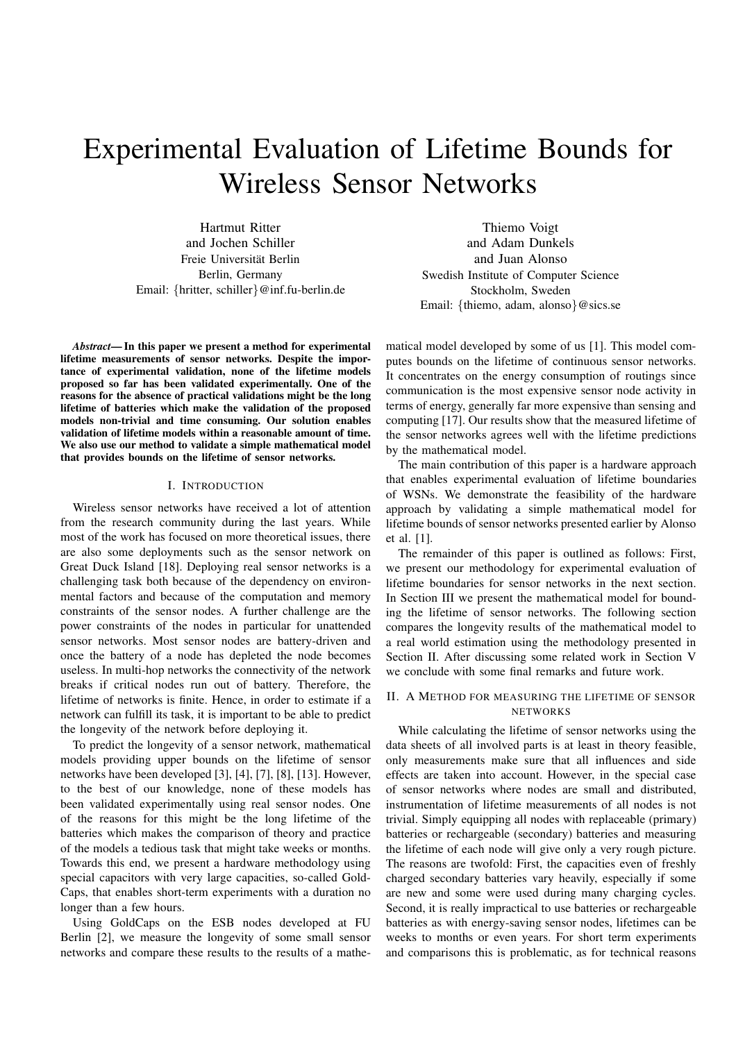# Experimental Evaluation of Lifetime Bounds for Wireless Sensor Networks

Hartmut Ritter
and Jochen Schiller
Freie Universität Berlin
Berlin, Germany
Email: {hritter, schiller}@inf.fu-berlin.de

Thiemo Voigt
and Adam Dunkels
and Juan Alonso
Swedish Institute of Computer Science
Stockholm, Sweden
Email: {thiemo, adam, alonso}@sics.se

***Abstract*— In this paper we present a method for experimental lifetime measurements of sensor networks. Despite the importance of experimental validation, none of the lifetime models proposed so far has been validated experimentally. One of the reasons for the absence of practical validations might be the long lifetime of batteries which make the validation of the proposed models non-trivial and time consuming. Our solution enables validation of lifetime models within a reasonable amount of time. We also use our method to validate a simple mathematical model that provides bounds on the lifetime of sensor networks.**

## I. Introduction

Wireless sensor networks have received a lot of attention from the research community during the last years. While most of the work has focused on more theoretical issues, there are also some deployments such as the sensor network on Great Duck Island [18]. Deploying real sensor networks is a challenging task both because of the dependency on environmental factors and because of the computation and memory constraints of the sensor nodes. A further challenge are the power constraints of the nodes in particular for unattended sensor networks. Most sensor nodes are battery-driven and once the battery of a node has depleted the node becomes useless. In multi-hop networks the connectivity of the network breaks if critical nodes run out of battery. Therefore, the lifetime of networks is finite. Hence, in order to estimate if a network can fulfill its task, it is important to be able to predict the longevity of the network before deploying it.

To predict the longevity of a sensor network, mathematical models providing upper bounds on the lifetime of sensor networks have been developed [3], [4], [7], [8], [13]. However, to the best of our knowledge, none of these models has been validated experimentally using real sensor nodes. One of the reasons for this might be the long lifetime of the batteries which makes the comparison of theory and practice of the models a tedious task that might take weeks or months. Towards this end, we present a hardware methodology using special capacitors with very large capacities, so-called GoldCaps, that enables short-term experiments with a duration no longer than a few hours.

Using GoldCaps on the ESB nodes developed at FU Berlin [2], we measure the longevity of some small sensor networks and compare these results to the results of a mathematical model developed by some of us [1]. This model computes bounds on the lifetime of continuous sensor networks. It concentrates on the energy consumption of routings since communication is the most expensive sensor node activity in terms of energy, generally far more expensive than sensing and computing [17]. Our results show that the measured lifetime of the sensor networks agrees well with the lifetime predictions by the mathematical model.

The main contribution of this paper is a hardware approach that enables experimental evaluation of lifetime boundaries of WSNs. We demonstrate the feasibility of the hardware approach by validating a simple mathematical model for lifetime bounds of sensor networks presented earlier by Alonso et al. [1].

The remainder of this paper is outlined as follows: First, we present our methodology for experimental evaluation of lifetime boundaries for sensor networks in the next section. In Section III we present the mathematical model for bounding the lifetime of sensor networks. The following section compares the longevity results of the mathematical model to a real world estimation using the methodology presented in Section II. After discussing some related work in Section V we conclude with some final remarks and future work.

## II. A Method for measuring the lifetime of sensor networks

While calculating the lifetime of sensor networks using the data sheets of all involved parts is at least in theory feasible, only measurements make sure that all influences and side effects are taken into account. However, in the special case of sensor networks where nodes are small and distributed, instrumentation of lifetime measurements of all nodes is not trivial. Simply equipping all nodes with replaceable (primary) batteries or rechargeable (secondary) batteries and measuring the lifetime of each node will give only a very rough picture. The reasons are twofold: First, the capacities even of freshly charged secondary batteries vary heavily, especially if some are new and some were used during many charging cycles. Second, it is really impractical to use batteries or rechargeable batteries as with energy-saving sensor nodes, lifetimes can be weeks to months or even years. For short term experiments and comparisons this is problematic, as for technical reasons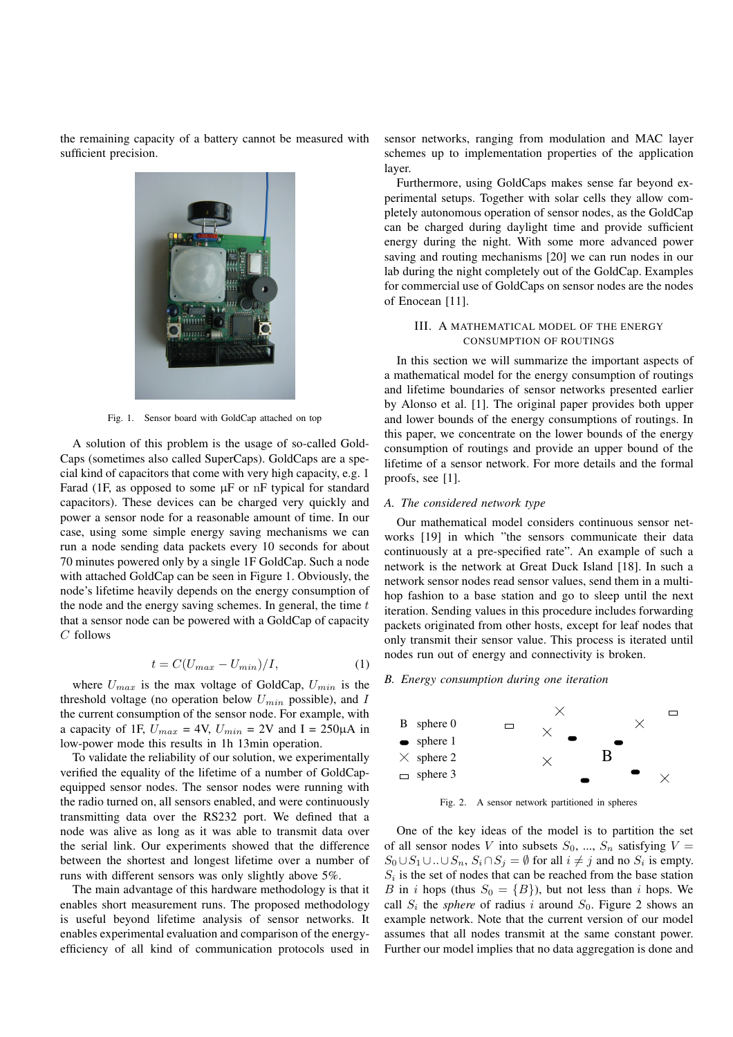the remaining capacity of a battery cannot be measured with sufficient precision.

Fig. 1. Sensor board with GoldCap attached on top

A solution of this problem is the usage of so-called GoldCaps (sometimes also called SuperCaps). GoldCaps are a special kind of capacitors that come with very high capacity, e.g. 1 Farad (1F, as opposed to some µF or nF typical for standard capacitors). These devices can be charged very quickly and power a sensor node for a reasonable amount of time. In our case, using some simple energy saving mechanisms we can run a node sending data packets every 10 seconds for about 70 minutes powered only by a single 1F GoldCap. Such a node with attached GoldCap can be seen in Figure 1. Obviously, the node's lifetime heavily depends on the energy consumption of the node and the energy saving schemes. In general, the time $t$ that a sensor node can be powered with a GoldCap of capacity $C$ follows

$$t = C(U_{max} - U_{min})/I, \quad (1)$$

where $U_{max}$ is the max voltage of GoldCap, $U_{min}$ is the threshold voltage (no operation below $U_{min}$ possible), and $I$ the current consumption of the sensor node. For example, with a capacity of 1F, $U_{max}$ = 4V, $U_{min}$ = 2V and I = 250µA in low-power mode this results in 1h 13min operation.

To validate the reliability of our solution, we experimentally verified the equality of the lifetime of a number of GoldCap-equipped sensor nodes. The sensor nodes were running with the radio turned on, all sensors enabled, and were continuously transmitting data over the RS232 port. We defined that a node was alive as long as it was able to transmit data over the serial link. Our experiments showed that the difference between the shortest and longest lifetime over a number of runs with different sensors was only slightly above 5%.

The main advantage of this hardware methodology is that it enables short measurement runs. The proposed methodology is useful beyond lifetime analysis of sensor networks. It enables experimental evaluation and comparison of the energy-efficiency of all kind of communication protocols used in sensor networks, ranging from modulation and MAC layer schemes up to implementation properties of the application layer.

Furthermore, using GoldCaps makes sense far beyond experimental setups. Together with solar cells they allow completely autonomous operation of sensor nodes, as the GoldCap can be charged during daylight time and provide sufficient energy during the night. With some more advanced power saving and routing mechanisms [20] we can run nodes in our lab during the night completely out of the GoldCap. Examples for commercial use of GoldCaps on sensor nodes are the nodes of Enocean [11].

## III. A MATHEMATICAL MODEL OF THE ENERGY CONSUMPTION OF ROUTINGS

In this section we will summarize the important aspects of a mathematical model for the energy consumption of routings and lifetime boundaries of sensor networks presented earlier by Alonso et al. [1]. The original paper provides both upper and lower bounds of the energy consumptions of routings. In this paper, we concentrate on the lower bounds of the energy consumption of routings and provide an upper bound of the lifetime of a sensor network. For more details and the formal proofs, see [1].

### *A. The considered network type*

Our mathematical model considers continuous sensor networks [19] in which "the sensors communicate their data continuously at a pre-specified rate". An example of such a network is the network at Great Duck Island [18]. In such a network sensor nodes read sensor values, send them in a multi-hop fashion to a base station and go to sleep until the next iteration. Sending values in this procedure includes forwarding packets originated from other hosts, except for leaf nodes that only transmit their sensor value. This process is iterated until nodes run out of energy and connectivity is broken.

### *B. Energy consumption during one iteration*

Fig. 2. A sensor network partitioned in spheres

One of the key ideas of the model is to partition the set of all sensor nodes $V$ into subsets $S_0$, ..., $S_n$ satisfying $V = S_0 \cup S_1 \cup .. \cup S_n$, $S_i \cap S_j = \emptyset$ for all $i \neq j$ and no $S_i$ is empty. $S_i$ is the set of nodes that can be reached from the base station $B$ in $i$ hops (thus $S_0 = \{B\}$), but not less than $i$ hops. We call $S_i$ the *sphere* of radius $i$ around $S_0$. Figure 2 shows an example network. Note that the current version of our model assumes that all nodes transmit at the same constant power. Further our model implies that no data aggregation is done and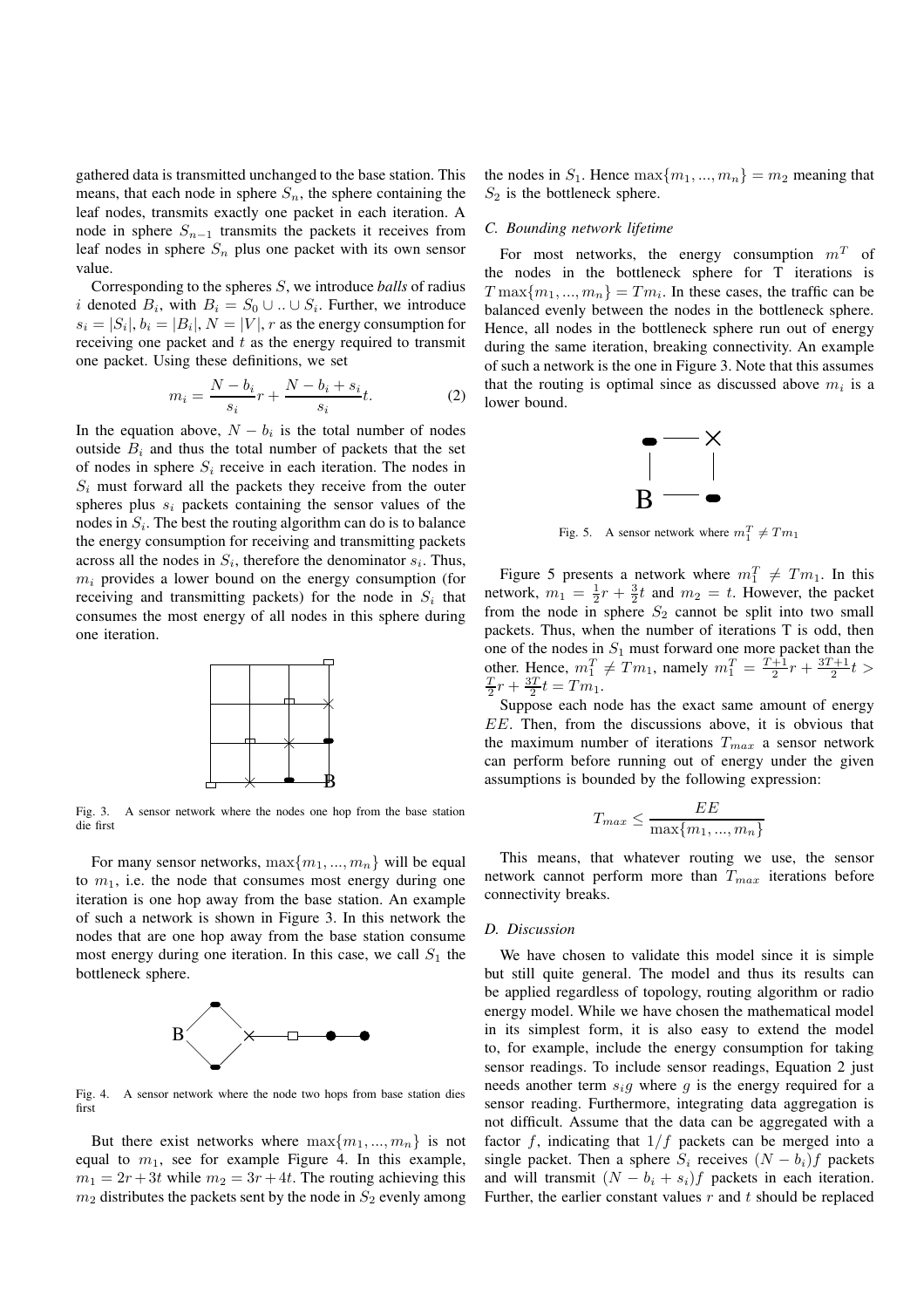gathered data is transmitted unchanged to the base station. This means, that each node in sphere $S_n$, the sphere containing the leaf nodes, transmits exactly one packet in each iteration. A node in sphere $S_{n-1}$ transmits the packets it receives from leaf nodes in sphere $S_n$ plus one packet with its own sensor value.

Corresponding to the spheres $S$, we introduce *balls* of radius $i$ denoted $B_i$, with $B_i = S_0 \cup .. \cup S_i$. Further, we introduce $s_i = |S_i|$, $b_i = |B_i|$, $N = |V|$, $r$ as the energy consumption for receiving one packet and $t$ as the energy required to transmit one packet. Using these definitions, we set

$$m_i = \frac{N - b_i}{s_i} r + \frac{N - b_i + s_i}{s_i} t. \qquad (2)$$

In the equation above, $N - b_i$ is the total number of nodes outside $B_i$ and thus the total number of packets that the set of nodes in sphere $S_i$ receive in each iteration. The nodes in $S_i$ must forward all the packets they receive from the outer spheres plus $s_i$ packets containing the sensor values of the nodes in $S_i$. The best the routing algorithm can do is to balance the energy consumption for receiving and transmitting packets across all the nodes in $S_i$, therefore the denominator $s_i$. Thus, $m_i$ provides a lower bound on the energy consumption (for receiving and transmitting packets) for the node in $S_i$ that consumes the most energy of all nodes in this sphere during one iteration.

Fig. 3. A sensor network where the nodes one hop from the base station die first

For many sensor networks, $\max\{m_1, ..., m_n\}$ will be equal to $m_1$, i.e. the node that consumes most energy during one iteration is one hop away from the base station. An example of such a network is shown in Figure 3. In this network the nodes that are one hop away from the base station consume most energy during one iteration. In this case, we call $S_1$ the bottleneck sphere.

Fig. 4. A sensor network where the node two hops from base station dies first

But there exist networks where $\max\{m_1, ..., m_n\}$ is not equal to $m_1$, see for example Figure 4. In this example, $m_1 = 2r + 3t$ while $m_2 = 3r + 4t$. The routing achieving this $m_2$ distributes the packets sent by the node in $S_2$ evenly among the nodes in $S_1$. Hence $\max\{m_1, ..., m_n\} = m_2$ meaning that $S_2$ is the bottleneck sphere.

### C. Bounding network lifetime

For most networks, the energy consumption $m^T$ of the nodes in the bottleneck sphere for T iterations is $T \max\{m_1, ..., m_n\} = T m_i$. In these cases, the traffic can be balanced evenly between the nodes in the bottleneck sphere. Hence, all nodes in the bottleneck sphere run out of energy during the same iteration, breaking connectivity. An example of such a network is the one in Figure 3. Note that this assumes that the routing is optimal since as discussed above $m_i$ is a lower bound.

Fig. 5. A sensor network where $m_1^T \neq T m_1$

Figure 5 presents a network where $m_1^T \neq T m_1$. In this network, $m_1 = \frac{1}{2} r + \frac{3}{2} t$ and $m_2 = t$. However, the packet from the node in sphere $S_2$ cannot be split into two small packets. Thus, when the number of iterations T is odd, then one of the nodes in $S_1$ must forward one more packet than the other. Hence, $m_1^T \neq T m_1$, namely $m_1^T = \frac{T+1}{2} r + \frac{3T+1}{2} t > \frac{T}{2} r + \frac{3T}{2} t = T m_1$.

Suppose each node has the exact same amount of energy $EE$. Then, from the discussions above, it is obvious that the maximum number of iterations $T_{max}$ a sensor network can perform before running out of energy under the given assumptions is bounded by the following expression:

$$T_{max} \leq \frac{EE}{\max\{m_1, ..., m_n\}}$$

This means, that whatever routing we use, the sensor network cannot perform more than $T_{max}$ iterations before connectivity breaks.

### D. Discussion

We have chosen to validate this model since it is simple but still quite general. The model and thus its results can be applied regardless of topology, routing algorithm or radio energy model. While we have chosen the mathematical model in its simplest form, it is also easy to extend the model to, for example, include the energy consumption for taking sensor readings. To include sensor readings, Equation 2 just needs another term $s_i g$ where $g$ is the energy required for a sensor reading. Furthermore, integrating data aggregation is not difficult. Assume that the data can be aggregated with a factor $f$, indicating that $1/f$ packets can be merged into a single packet. Then a sphere $S_i$ receives $(N - b_i)f$ packets and will transmit $(N - b_i + s_i)f$ packets in each iteration. Further, the earlier constant values $r$ and $t$ should be replaced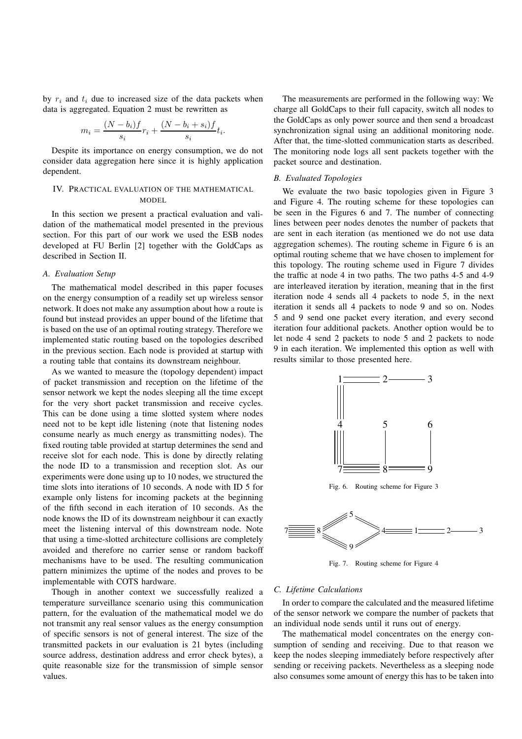by $r_i$ and $t_i$ due to increased size of the data packets when data is aggregated. Equation 2 must be rewritten as

$$m_i = \frac{(N - b_i)f}{s_i} r_i + \frac{(N - b_i + s_i)f}{s_i} t_i.$$

Despite its importance on energy consumption, we do not consider data aggregation here since it is highly application dependent.

## IV. Practical evaluation of the mathematical model

In this section we present a practical evaluation and validation of the mathematical model presented in the previous section. For this part of our work we used the ESB nodes developed at FU Berlin [2] together with the GoldCaps as described in Section II.

### A. Evaluation Setup

The mathematical model described in this paper focuses on the energy consumption of a readily set up wireless sensor network. It does not make any assumption about how a route is found but instead provides an upper bound of the lifetime that is based on the use of an optimal routing strategy. Therefore we implemented static routing based on the topologies described in the previous section. Each node is provided at startup with a routing table that cotains its downstream neighbour.

As we wanted to measure the (topology dependent) impact of packet transmission and reception on the lifetime of the sensor network we kept the nodes sleeping all the time except for the very short packet transmission and receive cycles. This can be done using a time slotted system where nodes need not to be kept idle listening (note that listening nodes consume nearly as much energy as transmitting nodes). The fixed routing table provided at startup determines the send and receive slot for each node. This is done by directly relating the node ID to a transmission and reception slot. As our experiments were done using up to 10 nodes, we structured the time slots into iterations of 10 seconds. A node with ID 5 for example only listens for incoming packets at the beginning of the fifth second in each iteration of 10 seconds. As the node knows the ID of its downstream neighbour it can exactly meet the listening interval of this downstream node. Note that using a time-slotted architecture collisions are completely avoided and therefore no carrier sense or random backoff mechanisms have to be used. The resulting communication pattern minimizes the uptime of the nodes and proves to be implementable with COTS hardware.

Though in another context we successfully realized a temperature surveillance scenario using this communication pattern, for the evaluation of the mathematical model we do not transmit any real sensor values as the energy consumption of specific sensors is not of general interest. The size of the transmitted packets in our evaluation is 21 bytes (including source address, destination address and error check bytes), a quite reasonable size for the transmission of simple sensor values.

The measurements are performed in the following way: We charge all GoldCaps to their full capacity, switch all nodes to the GoldCaps as only power source and then send a broadcast synchronization signal using an additional monitoring node. After that, the time-slotted communication starts as described. The monitoring node logs all sent packets together with the packet source and destination.

### B. Evaluated Topologies

We evaluate the two basic topologies given in Figure 3 and Figure 4. The routing scheme for these topologies can be seen in the Figures 6 and 7. The number of connecting lines between peer nodes denotes the number of packets that are sent in each iteration (as mentioned we do not use data aggregation schemes). The routing scheme in Figure 6 is an optimal routing scheme that we have chosen to implement for this topology. The routing scheme used in Figure 7 divides the traffic at node 4 in two paths. The two paths 4-5 and 4-9 are interleaved iteration by iteration, meaning that in the first iteration node 4 sends all 4 packets to node 5, in the next iteration it sends all 4 packets to node 9 and so on. Nodes 5 and 9 send one packet every iteration, and every second iteration four additional packets. Another option would be to let node 4 send 2 packets to node 5 and 2 packets to node 9 in each iteration. We implemented this option as well with results similar to those presented here.

Fig. 6. Routing scheme for Figure 3

Fig. 7. Routing scheme for Figure 4

### C. Lifetime Calculations

In order to compare the calculated and the measured lifetime of the sensor network we compare the number of packets that an individual node sends until it runs out of energy.

The mathematical model concentrates on the energy consumption of sending and receiving. Due to that reason we keep the nodes sleeping immediately before respectively after sending or receiving packets. Nevertheless as a sleeping node also consumes some amount of energy this has to be taken into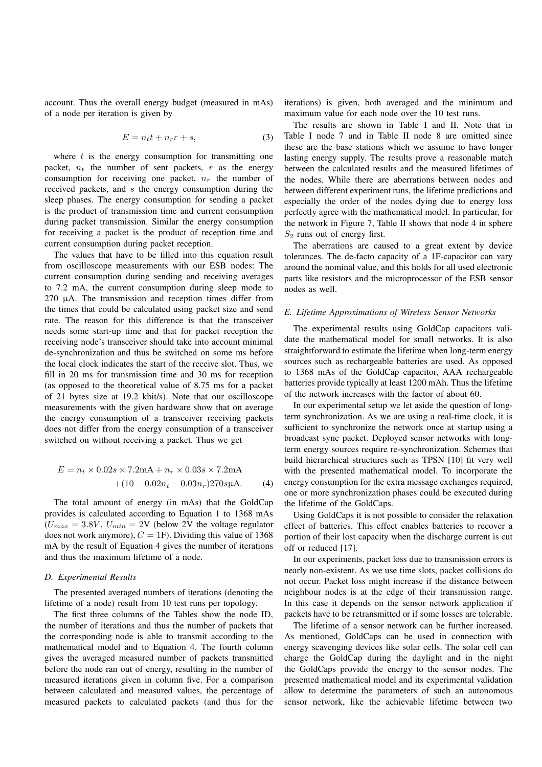account. Thus the overall energy budget (measured in mAs) of a node per iteration is given by

$$E = n_t t + n_r r + s, \tag{3}$$

where $t$ is the energy consumption for transmitting one packet, $n_t$ the number of sent packets, $r$ as the energy consumption for receiving one packet, $n_r$ the number of received packets, and $s$ the energy consumption during the sleep phases. The energy consumption for sending a packet is the product of transmission time and current consumption during packet transmission. Similar the energy consumption for receiving a packet is the product of reception time and current consumption during packet reception.

The values that have to be filled into this equation result from oscilloscope measurements with our ESB nodes: The current consumption during sending and receiving averages to 7.2 mA, the current consumption during sleep mode to 270 µA. The transmission and reception times differ from the times that could be calculated using packet size and send rate. The reason for this difference is that the transceiver needs some start-up time and that for packet reception the receiving node's transceiver should take into account minimal de-synchronization and thus be switched on some ms before the local clock indicates the start of the receive slot. Thus, we fill in 20 ms for transmission time and 30 ms for reception (as opposed to the theoretical value of 8.75 ms for a packet of 21 bytes size at 19.2 kbit/s). Note that our oscilloscope measurements with the given hardware show that on average the energy consumption of a transceiver receiving packets does not differ from the energy consumption of a transceiver switched on without receiving a packet. Thus we get

$$\begin{aligned} E = n_t \times 0.02s \times 7.2\text{mA} + n_r \times 0.03s \times 7.2\text{mA} \\ + (10 - 0.02n_t - 0.03n_r) 270s\mu\text{A}. \end{aligned} \tag{4}$$

The total amount of energy (in mAs) that the GoldCap provides is calculated according to Equation 1 to 1368 mAs ($U_{max} = 3.8V$, $U_{min} = 2$V (below 2V the voltage regulator does not work anymore), $C = 1$F). Dividing this value of 1368 mA by the result of Equation 4 gives the number of iterations and thus the maximum lifetime of a node.

### *D. Experimental Results*

The presented averaged numbers of iterations (denoting the lifetime of a node) result from 10 test runs per topology.

The first three columns of the Tables show the node ID, the number of iterations and thus the number of packets that the corresponding node is able to transmit according to the mathematical model and to Equation 4. The fourth column gives the averaged measured number of packets transmitted before the node ran out of energy, resulting in the number of measured iterations given in column five. For a comparison between calculated and measured values, the percentage of measured packets to calculated packets (and thus for the iterations) is given, both averaged and the minimum and maximum value for each node over the 10 test runs.

The results are shown in Table I and II. Note that in Table I node 7 and in Table II node 8 are omitted since these are the base stations which we assume to have longer lasting energy supply. The results prove a reasonable match between the calculated results and the measured lifetimes of the nodes. While there are aberrations between nodes and between different experiment runs, the lifetime predictions and especially the order of the nodes dying due to energy loss perfectly agree with the mathematical model. In particular, for the network in Figure 7, Table II shows that node 4 in sphere $S_2$ runs out of energy first.

The aberrations are caused to a great extent by device tolerances. The de-facto capacity of a 1F-capacitor can vary around the nominal value, and this holds for all used electronic parts like resistors and the microprocessor of the ESB sensor nodes as well.

### *E. Lifetime Approximations of Wireless Sensor Networks*

The experimental results using GoldCap capacitors validate the mathematical model for small networks. It is also straightforward to estimate the lifetime when long-term energy sources such as rechargeable batteries are used. As opposed to 1368 mAs of the GoldCap capacitor, AAA rechargeable batteries provide typically at least 1200 mAh. Thus the lifetime of the network increases with the factor of about 60.

In our experimental setup we let aside the question of long-term synchronization. As we are using a real-time clock, it is sufficient to synchronize the network once at startup using a broadcast sync packet. Deployed sensor networks with long-term energy sources require re-synchronization. Schemes that build hierarchical structures such as TPSN [10] fit very well with the presented mathematical model. To incorporate the energy consumption for the extra message exchanges required, one or more synchronization phases could be executed during the lifetime of the GoldCaps.

Using GoldCaps it is not possible to consider the relaxation effect of batteries. This effect enables batteries to recover a portion of their lost capacity when the discharge current is cut off or reduced [17].

In our experiments, packet loss due to transmission errors is nearly non-existent. As we use time slots, packet collisions do not occur. Packet loss might increase if the distance between neighbour nodes is at the edge of their transmission range. In this case it depends on the sensor network application if packets have to be retransmitted or if some losses are tolerable.

The lifetime of a sensor network can be further increased. As mentioned, GoldCaps can be used in connection with energy scavenging devices like solar cells. The solar cell can charge the GoldCap during the daylight and in the night the GoldCaps provide the energy to the sensor nodes. The presented mathematical model and its experimental validation allow to determine the parameters of such an autonomous sensor network, like the achievable lifetime between two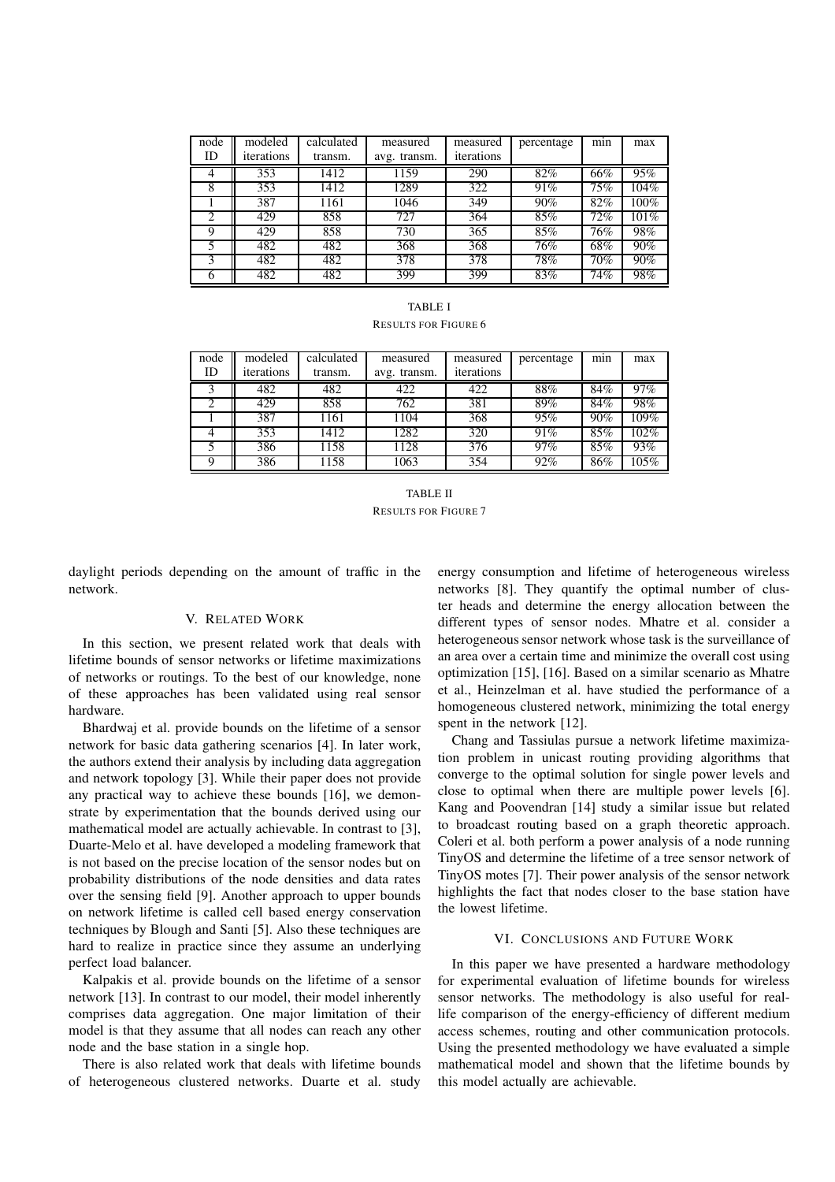| node ID | modeled iterations | calculated transm. | measured avg. transm. | measured iterations | percentage | min | max |
|---|---|---|---|---|---|---|---|
| 4 | 353 | 1412 | 1159 | 290 | 82% | 66% | 95% |
| 8 | 353 | 1412 | 1289 | 322 | 91% | 75% | 104% |
| 1 | 387 | 1161 | 1046 | 349 | 90% | 82% | 100% |
| 2 | 429 | 858 | 727 | 364 | 85% | 72% | 101% |
| 9 | 429 | 858 | 730 | 365 | 85% | 76% | 98% |
| 5 | 482 | 482 | 368 | 368 | 76% | 68% | 90% |
| 3 | 482 | 482 | 378 | 378 | 78% | 70% | 90% |
| 6 | 482 | 482 | 399 | 399 | 83% | 74% | 98% |

TABLE I
RESULTS FOR FIGURE 6

| node ID | modeled iterations | calculated transm. | measured avg. transm. | measured iterations | percentage | min | max |
|---|---|---|---|---|---|---|---|
| 3 | 482 | 482 | 422 | 422 | 88% | 84% | 97% |
| 2 | 429 | 858 | 762 | 381 | 89% | 84% | 98% |
| 1 | 387 | 1161 | 1104 | 368 | 95% | 90% | 109% |
| 4 | 353 | 1412 | 1282 | 320 | 91% | 85% | 102% |
| 5 | 386 | 1158 | 1128 | 376 | 97% | 85% | 93% |
| 9 | 386 | 1158 | 1063 | 354 | 92% | 86% | 105% |

TABLE II
RESULTS FOR FIGURE 7

daylight periods depending on the amount of traffic in the network.

## V. Related Work

In this section, we present related work that deals with lifetime bounds of sensor networks or lifetime maximizations of networks or routings. To the best of our knowledge, none of these approaches has been validated using real sensor hardware.

Bhardwaj et al. provide bounds on the lifetime of a sensor network for basic data gathering scenarios [4]. In later work, the authors extend their analysis by including data aggregation and network topology [3]. While their paper does not provide any practical way to achieve these bounds [16], we demonstrate by experimentation that the bounds derived using our mathematical model are actually achievable. In contrast to [3], Duarte-Melo et al. have developed a modeling framework that is not based on the precise location of the sensor nodes but on probability distributions of the node densities and data rates over the sensing field [9]. Another approach to upper bounds on network lifetime is called cell based energy conservation techniques by Blough and Santi [5]. Also these techniques are hard to realize in practice since they assume an underlying perfect load balancer.

Kalpakis et al. provide bounds on the lifetime of a sensor network [13]. In contrast to our model, their model inherently comprises data aggregation. One major limitation of their model is that they assume that all nodes can reach any other node and the base station in a single hop.

There is also related work that deals with lifetime bounds of heterogeneous clustered networks. Duarte et al. study energy consumption and lifetime of heterogeneous wireless networks [8]. They quantify the optimal number of cluster heads and determine the energy allocation between the different types of sensor nodes. Mhatre et al. consider a heterogeneous sensor network whose task is the surveillance of an area over a certain time and minimize the overall cost using optimization [15], [16]. Based on a similar scenario as Mhatre et al., Heinzelman et al. have studied the performance of a homogeneous clustered network, minimizing the total energy spent in the network [12].

Chang and Tassiulas pursue a network lifetime maximization problem in unicast routing providing algorithms that converge to the optimal solution for single power levels and close to optimal when there are multiple power levels [6]. Kang and Poovendran [14] study a similar issue but related to broadcast routing based on a graph theoretic approach. Coleri et al. both perform a power analysis of a node running TinyOS and determine the lifetime of a tree sensor network of TinyOS motes [7]. Their power analysis of the sensor network highlights the fact that nodes closer to the base station have the lowest lifetime.

## VI. Conclusions and Future Work

In this paper we have presented a hardware methodology for experimental evaluation of lifetime bounds for wireless sensor networks. The methodology is also useful for real-life comparison of the energy-efficiency of different medium access schemes, routing and other communication protocols. Using the presented methodology we have evaluated a simple mathematical model and shown that the lifetime bounds by this model actually are achievable.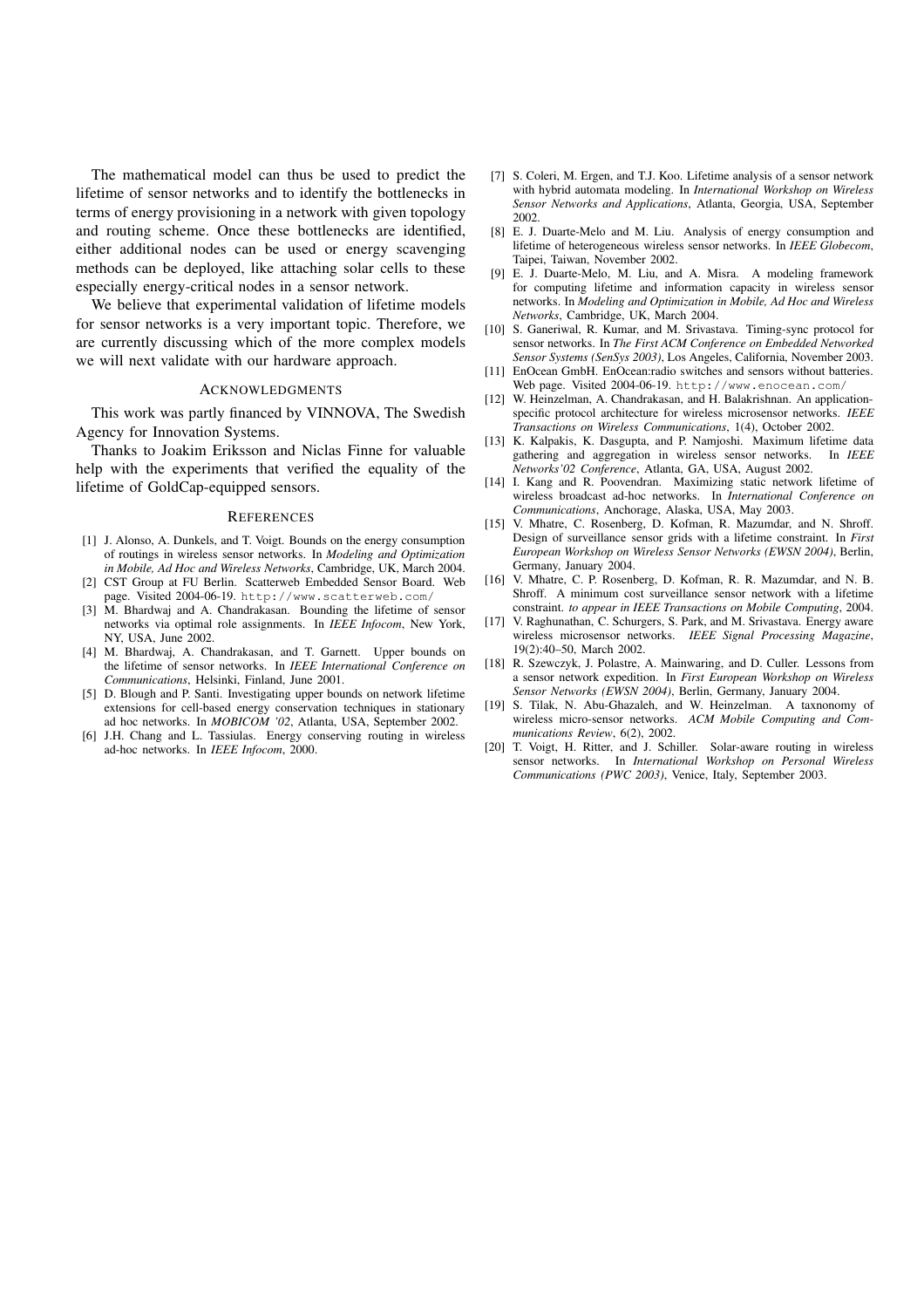The mathematical model can thus be used to predict the lifetime of sensor networks and to identify the bottlenecks in terms of energy provisioning in a network with given topology and routing scheme. Once these bottlenecks are identified, either additional nodes can be used or energy scavenging methods can be deployed, like attaching solar cells to these especially energy-critical nodes in a sensor network.

We believe that experimental validation of lifetime models for sensor networks is a very important topic. Therefore, we are currently discussing which of the more complex models we will next validate with our hardware approach.

## Acknowledgments

This work was partly financed by VINNOVA, The Swedish Agency for Innovation Systems.

Thanks to Joakim Eriksson and Niclas Finne for valuable help with the experiments that verified the equality of the lifetime of GoldCap-equipped sensors.

## References

[1] J. Alonso, A. Dunkels, and T. Voigt. Bounds on the energy consumption of routings in wireless sensor networks. In *Modeling and Optimization in Mobile, Ad Hoc and Wireless Networks*, Cambridge, UK, March 2004.

[2] CST Group at FU Berlin. Scatterweb Embedded Sensor Board. Web page. Visited 2004-06-19. `http://www.scatterweb.com/`

[3] M. Bhardwaj and A. Chandrakasan. Bounding the lifetime of sensor networks via optimal role assignments. In *IEEE Infocom*, New York, NY, USA, June 2002.

[4] M. Bhardwaj, A. Chandrakasan, and T. Garnett. Upper bounds on the lifetime of sensor networks. In *IEEE International Conference on Communications*, Helsinki, Finland, June 2001.

[5] D. Blough and P. Santi. Investigating upper bounds on network lifetime extensions for cell-based energy conservation techniques in stationary ad hoc networks. In *MOBICOM '02*, Atlanta, USA, September 2002.

[6] J.H. Chang and L. Tassiulas. Energy conserving routing in wireless ad-hoc networks. In *IEEE Infocom*, 2000.

[7] S. Coleri, M. Ergen, and T.J. Koo. Lifetime analysis of a sensor network with hybrid automata modeling. In *International Workshop on Wireless Sensor Networks and Applications*, Atlanta, Georgia, USA, September 2002.

[8] E. J. Duarte-Melo and M. Liu. Analysis of energy consumption and lifetime of heterogeneous wireless sensor networks. In *IEEE Globecom*, Taipei, Taiwan, November 2002.

[9] E. J. Duarte-Melo, M. Liu, and A. Misra. A modeling framework for computing lifetime and information capacity in wireless sensor networks. In *Modeling and Optimization in Mobile, Ad Hoc and Wireless Networks*, Cambridge, UK, March 2004.

[10] S. Ganeriwal, R. Kumar, and M. Srivastava. Timing-sync protocol for sensor networks. In *The First ACM Conference on Embedded Networked Sensor Systems (SenSys 2003)*, Los Angeles, California, November 2003.

[11] EnOcean GmbH. EnOcean:radio switches and sensors without batteries. Web page. Visited 2004-06-19. `http://www.enocean.com/`

[12] W. Heinzelman, A. Chandrakasan, and H. Balakrishnan. An application-specific protocol architecture for wireless microsensor networks. *IEEE Transactions on Wireless Communications*, 1(4), October 2002.

[13] K. Kalpakis, K. Dasgupta, and P. Namjoshi. Maximum lifetime data gathering and aggregation in wireless sensor networks. In *IEEE Networks'02 Conference*, Atlanta, GA, USA, August 2002.

[14] I. Kang and R. Poovendran. Maximizing static network lifetime of wireless broadcast ad-hoc networks. In *International Conference on Communications*, Anchorage, Alaska, USA, May 2003.

[15] V. Mhatre, C. Rosenberg, D. Kofman, R. Mazumdar, and N. Shroff. Design of surveillance sensor grids with a lifetime constraint. In *First European Workshop on Wireless Sensor Networks (EWSN 2004)*, Berlin, Germany, January 2004.

[16] V. Mhatre, C. P. Rosenberg, D. Kofman, R. R. Mazumdar, and N. B. Shroff. A minimum cost surveillance sensor network with a lifetime constraint. *to appear in IEEE Transactions on Mobile Computing*, 2004.

[17] V. Raghunathan, C. Schurgers, S. Park, and M. Srivastava. Energy aware wireless microsensor networks. *IEEE Signal Processing Magazine*, 19(2):40–50, March 2002.

[18] R. Szewczyk, J. Polastre, A. Mainwaring, and D. Culler. Lessons from a sensor network expedition. In *First European Workshop on Wireless Sensor Networks (EWSN 2004)*, Berlin, Germany, January 2004.

[19] S. Tilak, N. Abu-Ghazaleh, and W. Heinzelman. A taxnonomy of wireless micro-sensor networks. *ACM Mobile Computing and Communications Review*, 6(2), 2002.

[20] T. Voigt, H. Ritter, and J. Schiller. Solar-aware routing in wireless sensor networks. In *International Workshop on Personal Wireless Communications (PWC 2003)*, Venice, Italy, September 2003.